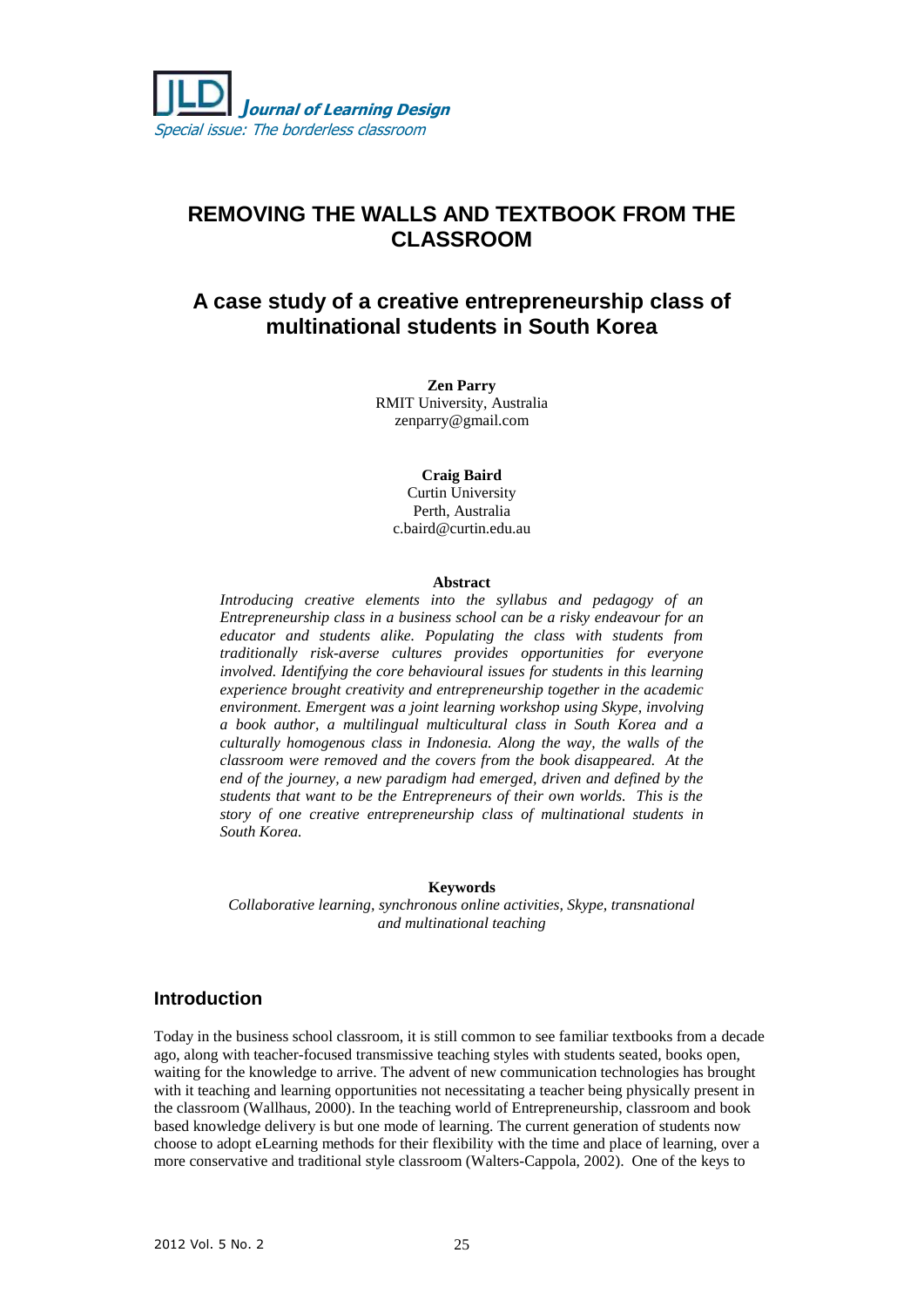# REMOVING THE WALLS AND TEXTBOOK FROM THE CLASSROOM

## A case study of a creative entrepreneurship class of multinational students in South Korea

**Zen Parry**
RMIT University, Australia
zenparry@gmail.com

**Craig Baird**
Curtin University
Perth, Australia
c.baird@curtin.edu.au

**Abstract**

*Introducing creative elements into the syllabus and pedagogy of an Entrepreneurship class in a business school can be a risky endeavour for an educator and students alike. Populating the class with students from traditionally risk-averse cultures provides opportunities for everyone involved. Identifying the core behavioural issues for students in this learning experience brought creativity and entrepreneurship together in the academic environment. Emergent was a joint learning workshop using Skype, involving a book author, a multilingual multicultural class in South Korea and a culturally homogenous class in Indonesia. Along the way, the walls of the classroom were removed and the covers from the book disappeared. At the end of the journey, a new paradigm had emerged, driven and defined by the students that want to be the Entrepreneurs of their own worlds. This is the story of one creative entrepreneurship class of multinational students in South Korea.*

**Keywords**

*Collaborative learning, synchronous online activities, Skype, transnational and multinational teaching*

## Introduction

Today in the business school classroom, it is still common to see familiar textbooks from a decade ago, along with teacher-focused transmissive teaching styles with students seated, books open, waiting for the knowledge to arrive. The advent of new communication technologies has brought with it teaching and learning opportunities not necessitating a teacher being physically present in the classroom (Wallhaus, 2000). In the teaching world of Entrepreneurship, classroom and book based knowledge delivery is but one mode of learning. The current generation of students now choose to adopt eLearning methods for their flexibility with the time and place of learning, over a more conservative and traditional style classroom (Walters-Cappola, 2002). One of the keys to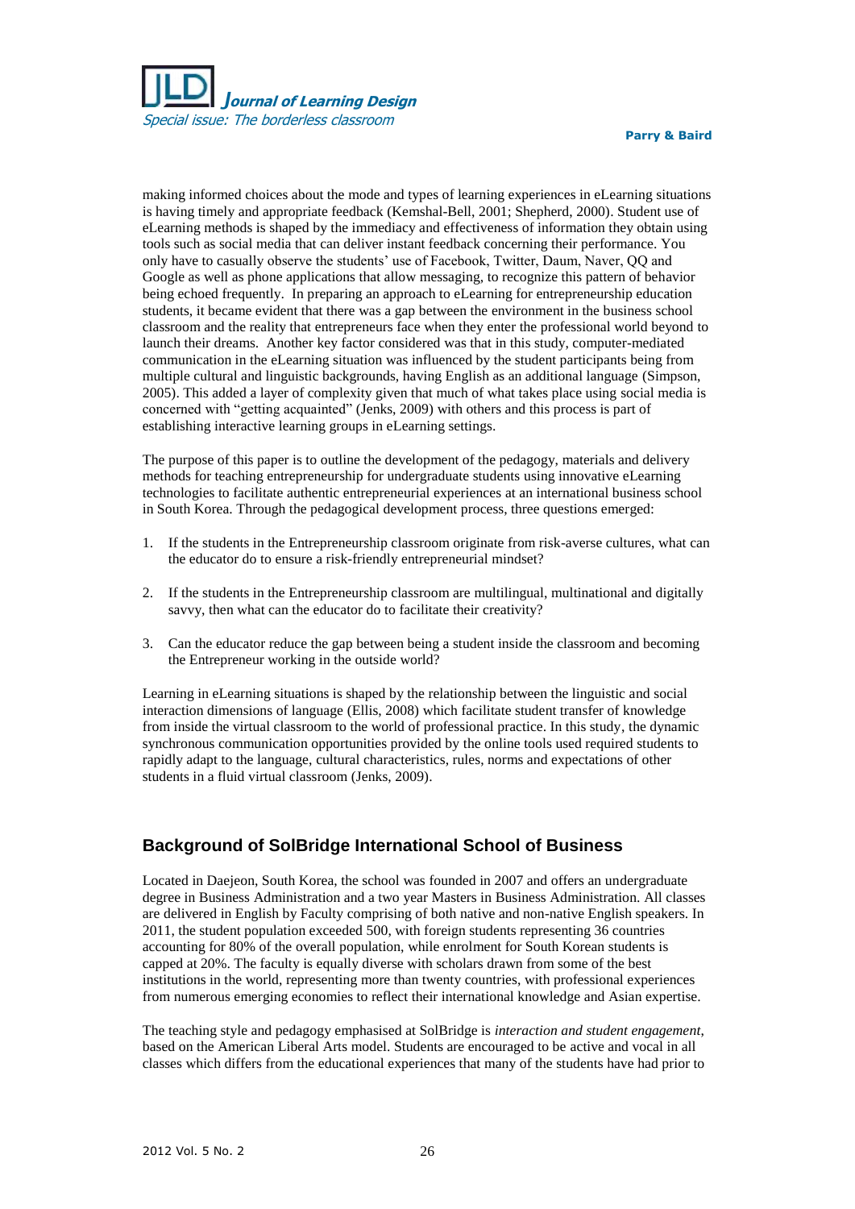making informed choices about the mode and types of learning experiences in eLearning situations is having timely and appropriate feedback (Kemshal-Bell, 2001; Shepherd, 2000). Student use of eLearning methods is shaped by the immediacy and effectiveness of information they obtain using tools such as social media that can deliver instant feedback concerning their performance. You only have to casually observe the students' use of Facebook, Twitter, Daum, Naver, QQ and Google as well as phone applications that allow messaging, to recognize this pattern of behavior being echoed frequently. In preparing an approach to eLearning for entrepreneurship education students, it became evident that there was a gap between the environment in the business school classroom and the reality that entrepreneurs face when they enter the professional world beyond to launch their dreams. Another key factor considered was that in this study, computer-mediated communication in the eLearning situation was influenced by the student participants being from multiple cultural and linguistic backgrounds, having English as an additional language (Simpson, 2005). This added a layer of complexity given that much of what takes place using social media is concerned with "getting acquainted" (Jenks, 2009) with others and this process is part of establishing interactive learning groups in eLearning settings.

The purpose of this paper is to outline the development of the pedagogy, materials and delivery methods for teaching entrepreneurship for undergraduate students using innovative eLearning technologies to facilitate authentic entrepreneurial experiences at an international business school in South Korea. Through the pedagogical development process, three questions emerged:

1. If the students in the Entrepreneurship classroom originate from risk-averse cultures, what can the educator do to ensure a risk-friendly entrepreneurial mindset?
2. If the students in the Entrepreneurship classroom are multilingual, multinational and digitally savvy, then what can the educator do to facilitate their creativity?
3. Can the educator reduce the gap between being a student inside the classroom and becoming the Entrepreneur working in the outside world?

Learning in eLearning situations is shaped by the relationship between the linguistic and social interaction dimensions of language (Ellis, 2008) which facilitate student transfer of knowledge from inside the virtual classroom to the world of professional practice. In this study, the dynamic synchronous communication opportunities provided by the online tools used required students to rapidly adapt to the language, cultural characteristics, rules, norms and expectations of other students in a fluid virtual classroom (Jenks, 2009).

## Background of SolBridge International School of Business

Located in Daejeon, South Korea, the school was founded in 2007 and offers an undergraduate degree in Business Administration and a two year Masters in Business Administration. All classes are delivered in English by Faculty comprising of both native and non-native English speakers. In 2011, the student population exceeded 500, with foreign students representing 36 countries accounting for 80% of the overall population, while enrolment for South Korean students is capped at 20%. The faculty is equally diverse with scholars drawn from some of the best institutions in the world, representing more than twenty countries, with professional experiences from numerous emerging economies to reflect their international knowledge and Asian expertise.

The teaching style and pedagogy emphasised at SolBridge is *interaction and student engagement*, based on the American Liberal Arts model. Students are encouraged to be active and vocal in all classes which differs from the educational experiences that many of the students have had prior to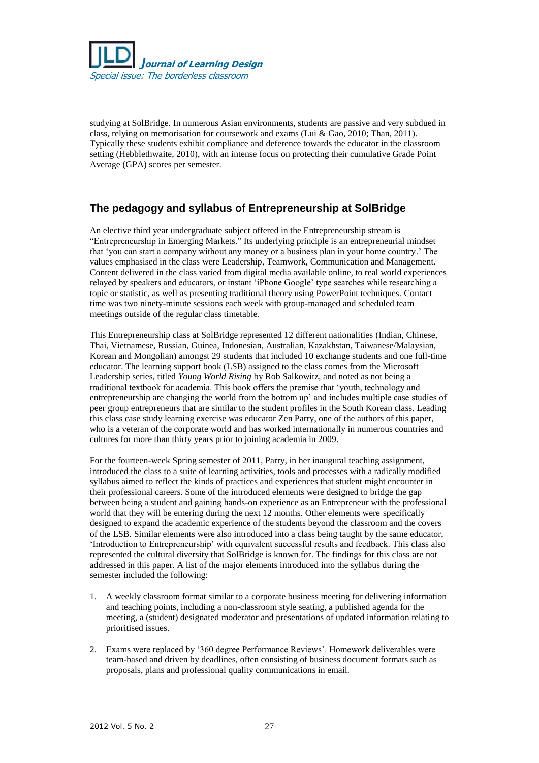studying at SolBridge. In numerous Asian environments, students are passive and very subdued in class, relying on memorisation for coursework and exams (Lui & Gao, 2010; Than, 2011). Typically these students exhibit compliance and deference towards the educator in the classroom setting (Hebblethwaite, 2010), with an intense focus on protecting their cumulative Grade Point Average (GPA) scores per semester.

## The pedagogy and syllabus of Entrepreneurship at SolBridge

An elective third year undergraduate subject offered in the Entrepreneurship stream is "Entrepreneurship in Emerging Markets." Its underlying principle is an entrepreneurial mindset that 'you can start a company without any money or a business plan in your home country.' The values emphasised in the class were Leadership, Teamwork, Communication and Management. Content delivered in the class varied from digital media available online, to real world experiences relayed by speakers and educators, or instant 'iPhone Google' type searches while researching a topic or statistic, as well as presenting traditional theory using PowerPoint techniques. Contact time was two ninety-minute sessions each week with group-managed and scheduled team meetings outside of the regular class timetable.

This Entrepreneurship class at SolBridge represented 12 different nationalities (Indian, Chinese, Thai, Vietnamese, Russian, Guinea, Indonesian, Australian, Kazakhstan, Taiwanese/Malaysian, Korean and Mongolian) amongst 29 students that included 10 exchange students and one full-time educator. The learning support book (LSB) assigned to the class comes from the Microsoft Leadership series, titled *Young World Rising* by Rob Salkowitz, and noted as not being a traditional textbook for academia. This book offers the premise that 'youth, technology and entrepreneurship are changing the world from the bottom up' and includes multiple case studies of peer group entrepreneurs that are similar to the student profiles in the South Korean class. Leading this class case study learning exercise was educator Zen Parry, one of the authors of this paper, who is a veteran of the corporate world and has worked internationally in numerous countries and cultures for more than thirty years prior to joining academia in 2009.

For the fourteen-week Spring semester of 2011, Parry, in her inaugural teaching assignment, introduced the class to a suite of learning activities, tools and processes with a radically modified syllabus aimed to reflect the kinds of practices and experiences that student might encounter in their professional careers. Some of the introduced elements were designed to bridge the gap between being a student and gaining hands-on experience as an Entrepreneur with the professional world that they will be entering during the next 12 months. Other elements were specifically designed to expand the academic experience of the students beyond the classroom and the covers of the LSB. Similar elements were also introduced into a class being taught by the same educator, 'Introduction to Entrepreneurship' with equivalent successful results and feedback. This class also represented the cultural diversity that SolBridge is known for. The findings for this class are not addressed in this paper. A list of the major elements introduced into the syllabus during the semester included the following:

1. A weekly classroom format similar to a corporate business meeting for delivering information and teaching points, including a non-classroom style seating, a published agenda for the meeting, a (student) designated moderator and presentations of updated information relating to prioritised issues.

2. Exams were replaced by '360 degree Performance Reviews'. Homework deliverables were team-based and driven by deadlines, often consisting of business document formats such as proposals, plans and professional quality communications in email.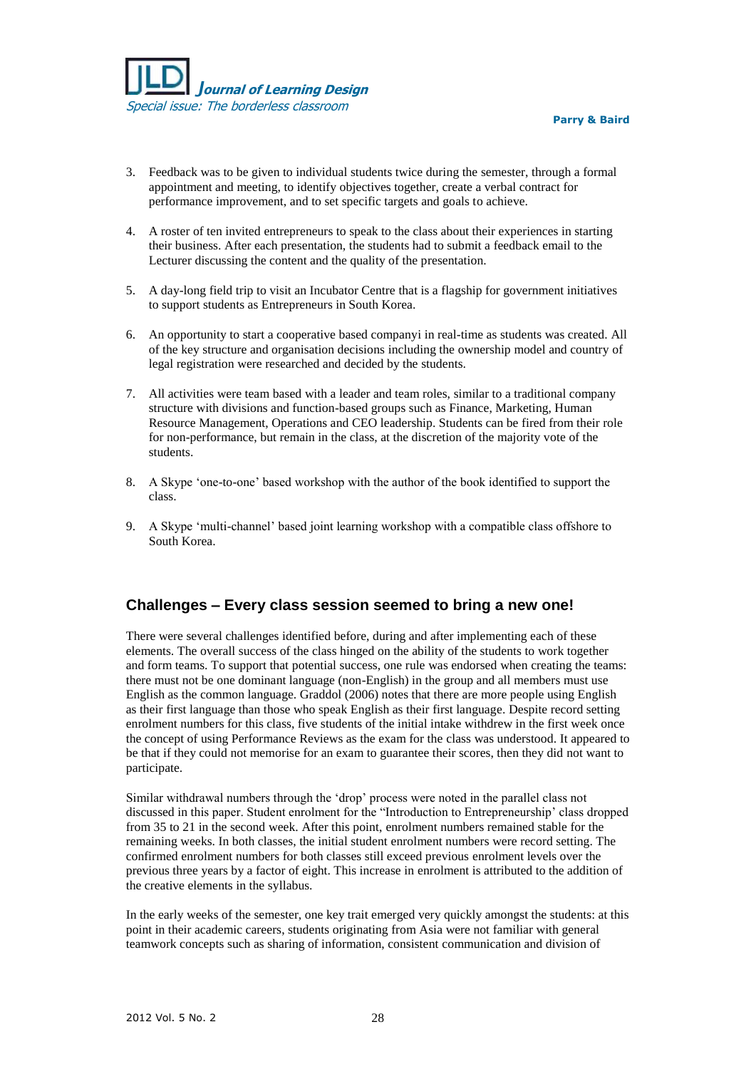3. Feedback was to be given to individual students twice during the semester, through a formal appointment and meeting, to identify objectives together, create a verbal contract for performance improvement, and to set specific targets and goals to achieve.

4. A roster of ten invited entrepreneurs to speak to the class about their experiences in starting their business. After each presentation, the students had to submit a feedback email to the Lecturer discussing the content and the quality of the presentation.

5. A day-long field trip to visit an Incubator Centre that is a flagship for government initiatives to support students as Entrepreneurs in South Korea.

6. An opportunity to start a cooperative based companyi in real-time as students was created. All of the key structure and organisation decisions including the ownership model and country of legal registration were researched and decided by the students.

7. All activities were team based with a leader and team roles, similar to a traditional company structure with divisions and function-based groups such as Finance, Marketing, Human Resource Management, Operations and CEO leadership. Students can be fired from their role for non-performance, but remain in the class, at the discretion of the majority vote of the students.

8. A Skype 'one-to-one' based workshop with the author of the book identified to support the class.

9. A Skype 'multi-channel' based joint learning workshop with a compatible class offshore to South Korea.

## Challenges – Every class session seemed to bring a new one!

There were several challenges identified before, during and after implementing each of these elements. The overall success of the class hinged on the ability of the students to work together and form teams. To support that potential success, one rule was endorsed when creating the teams: there must not be one dominant language (non-English) in the group and all members must use English as the common language. Graddol (2006) notes that there are more people using English as their first language than those who speak English as their first language. Despite record setting enrolment numbers for this class, five students of the initial intake withdrew in the first week once the concept of using Performance Reviews as the exam for the class was understood. It appeared to be that if they could not memorise for an exam to guarantee their scores, then they did not want to participate.

Similar withdrawal numbers through the 'drop' process were noted in the parallel class not discussed in this paper. Student enrolment for the "Introduction to Entrepreneurship' class dropped from 35 to 21 in the second week. After this point, enrolment numbers remained stable for the remaining weeks. In both classes, the initial student enrolment numbers were record setting. The confirmed enrolment numbers for both classes still exceed previous enrolment levels over the previous three years by a factor of eight. This increase in enrolment is attributed to the addition of the creative elements in the syllabus.

In the early weeks of the semester, one key trait emerged very quickly amongst the students: at this point in their academic careers, students originating from Asia were not familiar with general teamwork concepts such as sharing of information, consistent communication and division of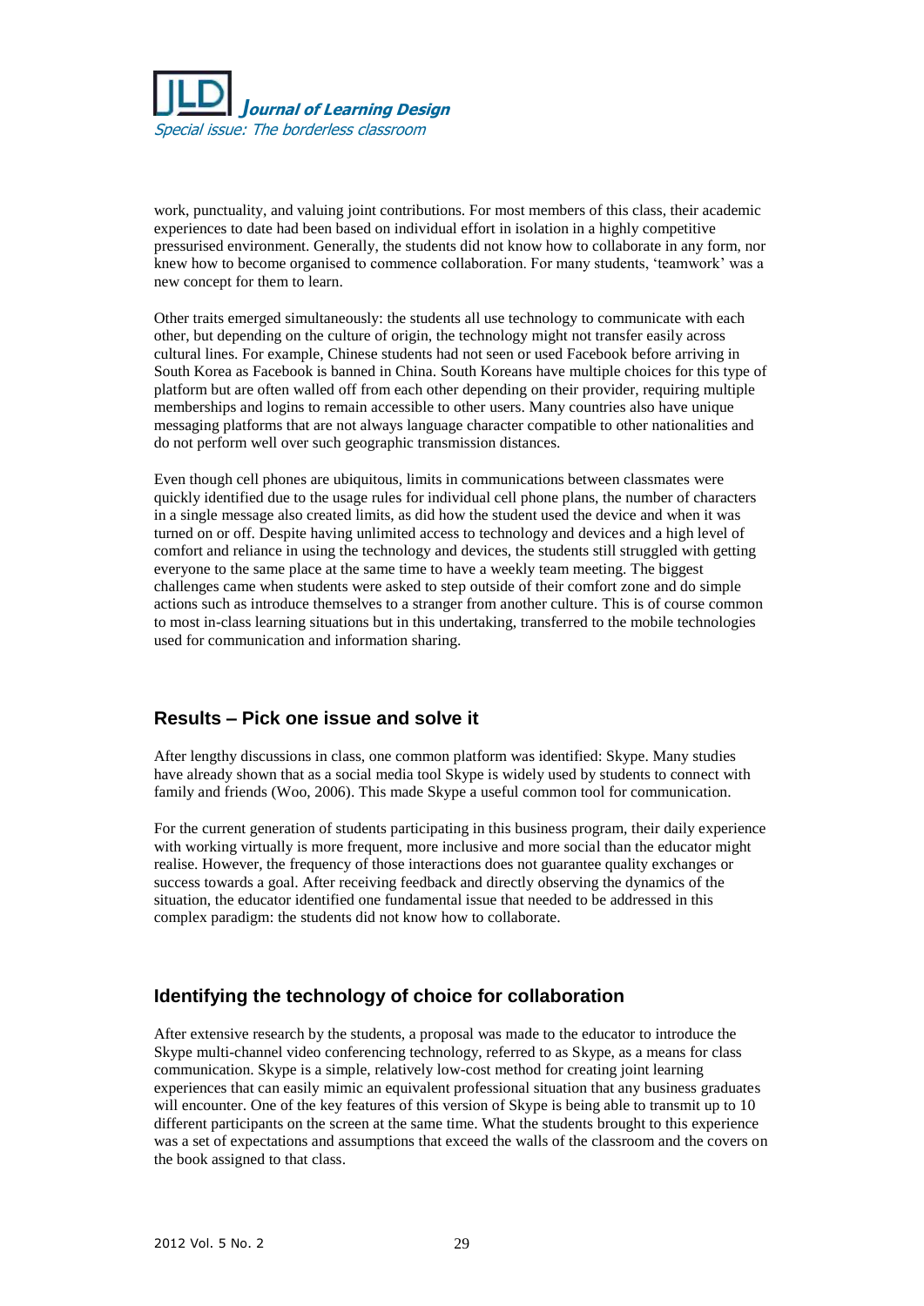work, punctuality, and valuing joint contributions. For most members of this class, their academic experiences to date had been based on individual effort in isolation in a highly competitive pressurised environment. Generally, the students did not know how to collaborate in any form, nor knew how to become organised to commence collaboration. For many students, 'teamwork' was a new concept for them to learn.

Other traits emerged simultaneously: the students all use technology to communicate with each other, but depending on the culture of origin, the technology might not transfer easily across cultural lines. For example, Chinese students had not seen or used Facebook before arriving in South Korea as Facebook is banned in China. South Koreans have multiple choices for this type of platform but are often walled off from each other depending on their provider, requiring multiple memberships and logins to remain accessible to other users. Many countries also have unique messaging platforms that are not always language character compatible to other nationalities and do not perform well over such geographic transmission distances.

Even though cell phones are ubiquitous, limits in communications between classmates were quickly identified due to the usage rules for individual cell phone plans, the number of characters in a single message also created limits, as did how the student used the device and when it was turned on or off. Despite having unlimited access to technology and devices and a high level of comfort and reliance in using the technology and devices, the students still struggled with getting everyone to the same place at the same time to have a weekly team meeting. The biggest challenges came when students were asked to step outside of their comfort zone and do simple actions such as introduce themselves to a stranger from another culture. This is of course common to most in-class learning situations but in this undertaking, transferred to the mobile technologies used for communication and information sharing.

## Results – Pick one issue and solve it

After lengthy discussions in class, one common platform was identified: Skype. Many studies have already shown that as a social media tool Skype is widely used by students to connect with family and friends (Woo, 2006). This made Skype a useful common tool for communication.

For the current generation of students participating in this business program, their daily experience with working virtually is more frequent, more inclusive and more social than the educator might realise. However, the frequency of those interactions does not guarantee quality exchanges or success towards a goal. After receiving feedback and directly observing the dynamics of the situation, the educator identified one fundamental issue that needed to be addressed in this complex paradigm: the students did not know how to collaborate.

## Identifying the technology of choice for collaboration

After extensive research by the students, a proposal was made to the educator to introduce the Skype multi-channel video conferencing technology, referred to as Skype, as a means for class communication. Skype is a simple, relatively low-cost method for creating joint learning experiences that can easily mimic an equivalent professional situation that any business graduates will encounter. One of the key features of this version of Skype is being able to transmit up to 10 different participants on the screen at the same time. What the students brought to this experience was a set of expectations and assumptions that exceed the walls of the classroom and the covers on the book assigned to that class.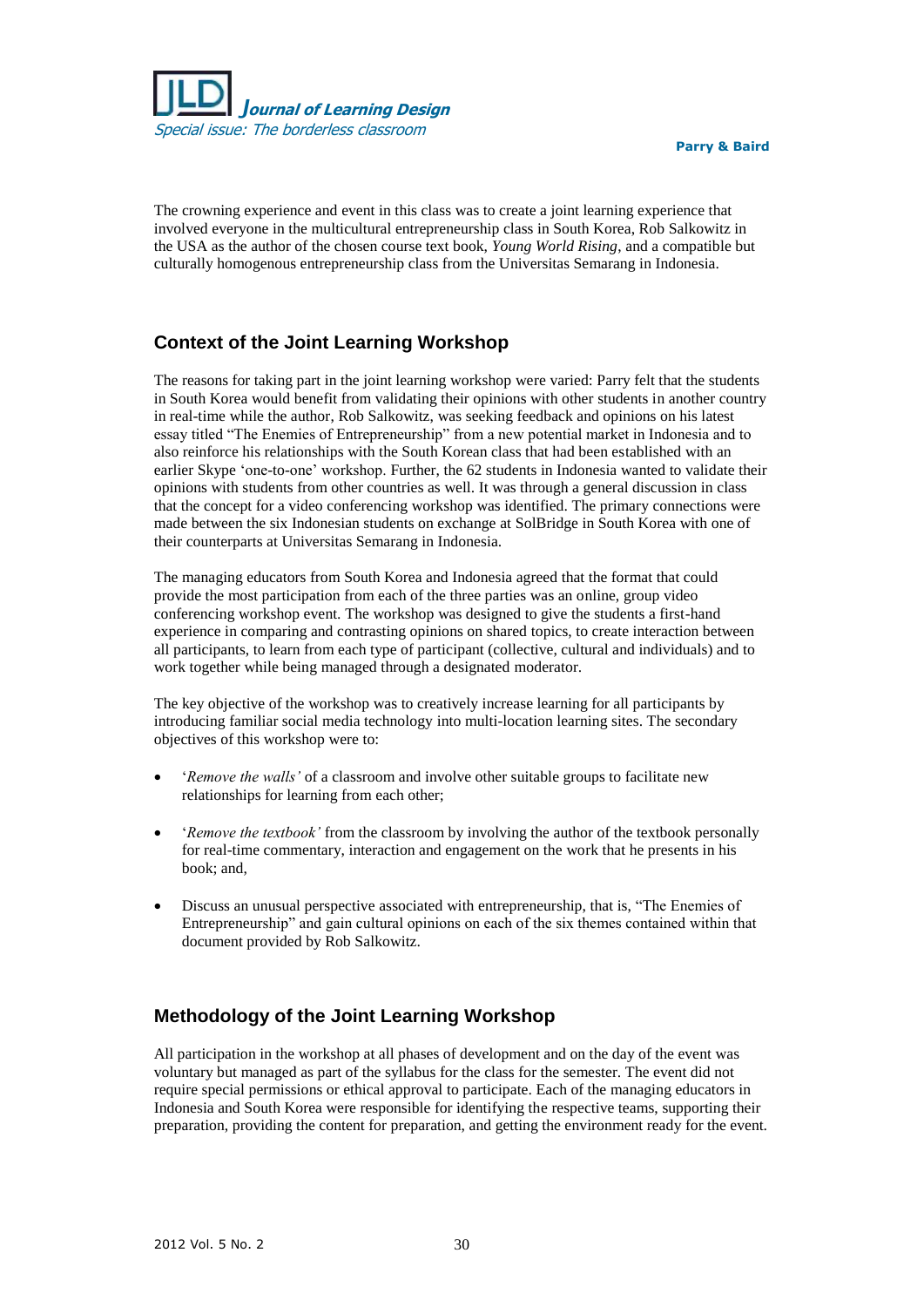The crowning experience and event in this class was to create a joint learning experience that involved everyone in the multicultural entrepreneurship class in South Korea, Rob Salkowitz in the USA as the author of the chosen course text book, *Young World Rising*, and a compatible but culturally homogenous entrepreneurship class from the Universitas Semarang in Indonesia.

## Context of the Joint Learning Workshop

The reasons for taking part in the joint learning workshop were varied: Parry felt that the students in South Korea would benefit from validating their opinions with other students in another country in real-time while the author, Rob Salkowitz, was seeking feedback and opinions on his latest essay titled "The Enemies of Entrepreneurship" from a new potential market in Indonesia and to also reinforce his relationships with the South Korean class that had been established with an earlier Skype 'one-to-one' workshop. Further, the 62 students in Indonesia wanted to validate their opinions with students from other countries as well. It was through a general discussion in class that the concept for a video conferencing workshop was identified. The primary connections were made between the six Indonesian students on exchange at SolBridge in South Korea with one of their counterparts at Universitas Semarang in Indonesia.

The managing educators from South Korea and Indonesia agreed that the format that could provide the most participation from each of the three parties was an online, group video conferencing workshop event. The workshop was designed to give the students a first-hand experience in comparing and contrasting opinions on shared topics, to create interaction between all participants, to learn from each type of participant (collective, cultural and individuals) and to work together while being managed through a designated moderator.

The key objective of the workshop was to creatively increase learning for all participants by introducing familiar social media technology into multi-location learning sites. The secondary objectives of this workshop were to:

- '*Remove the walls'* of a classroom and involve other suitable groups to facilitate new relationships for learning from each other;
- '*Remove the textbook'* from the classroom by involving the author of the textbook personally for real-time commentary, interaction and engagement on the work that he presents in his book; and,
- Discuss an unusual perspective associated with entrepreneurship, that is, "The Enemies of Entrepreneurship" and gain cultural opinions on each of the six themes contained within that document provided by Rob Salkowitz.

## Methodology of the Joint Learning Workshop

All participation in the workshop at all phases of development and on the day of the event was voluntary but managed as part of the syllabus for the class for the semester. The event did not require special permissions or ethical approval to participate. Each of the managing educators in Indonesia and South Korea were responsible for identifying the respective teams, supporting their preparation, providing the content for preparation, and getting the environment ready for the event.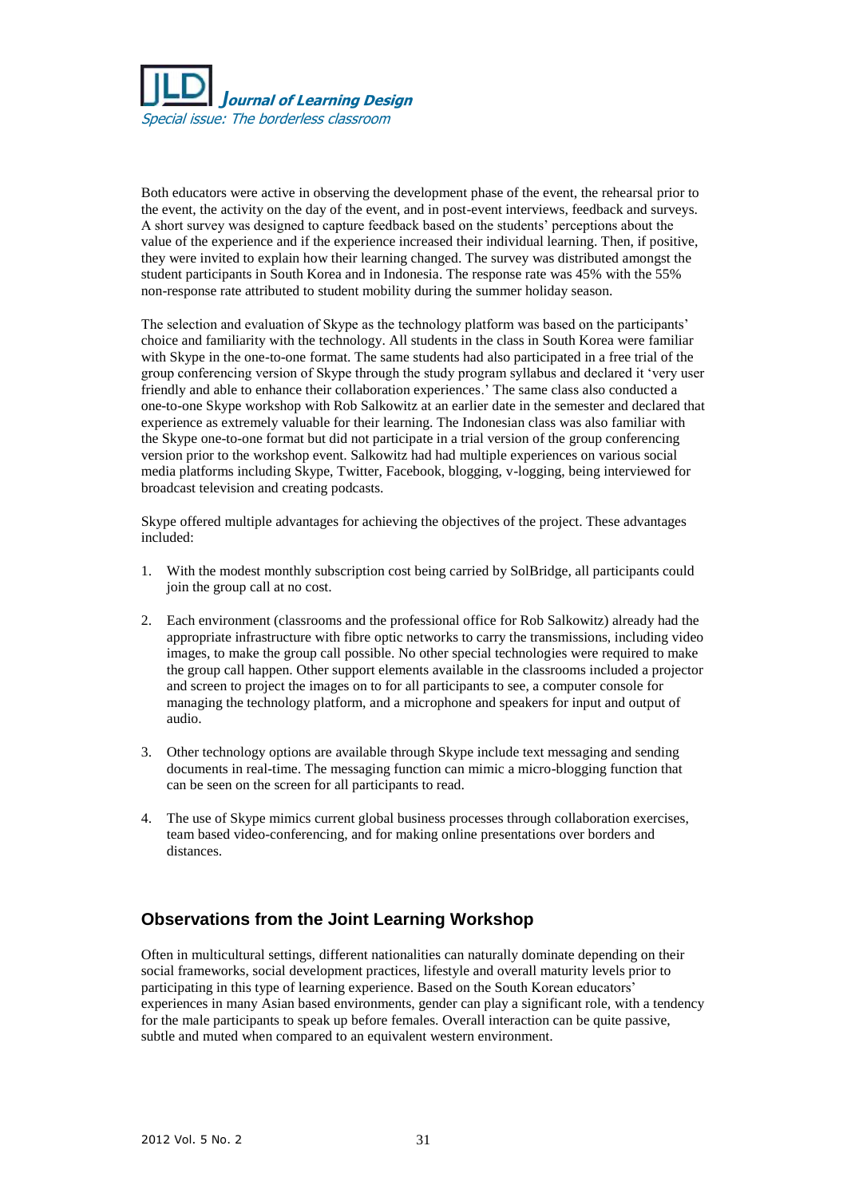Both educators were active in observing the development phase of the event, the rehearsal prior to the event, the activity on the day of the event, and in post-event interviews, feedback and surveys. A short survey was designed to capture feedback based on the students' perceptions about the value of the experience and if the experience increased their individual learning. Then, if positive, they were invited to explain how their learning changed. The survey was distributed amongst the student participants in South Korea and in Indonesia. The response rate was 45% with the 55% non-response rate attributed to student mobility during the summer holiday season.

The selection and evaluation of Skype as the technology platform was based on the participants' choice and familiarity with the technology. All students in the class in South Korea were familiar with Skype in the one-to-one format. The same students had also participated in a free trial of the group conferencing version of Skype through the study program syllabus and declared it 'very user friendly and able to enhance their collaboration experiences.' The same class also conducted a one-to-one Skype workshop with Rob Salkowitz at an earlier date in the semester and declared that experience as extremely valuable for their learning. The Indonesian class was also familiar with the Skype one-to-one format but did not participate in a trial version of the group conferencing version prior to the workshop event. Salkowitz had had multiple experiences on various social media platforms including Skype, Twitter, Facebook, blogging, v-logging, being interviewed for broadcast television and creating podcasts.

Skype offered multiple advantages for achieving the objectives of the project. These advantages included:

1. With the modest monthly subscription cost being carried by SolBridge, all participants could join the group call at no cost.

2. Each environment (classrooms and the professional office for Rob Salkowitz) already had the appropriate infrastructure with fibre optic networks to carry the transmissions, including video images, to make the group call possible. No other special technologies were required to make the group call happen. Other support elements available in the classrooms included a projector and screen to project the images on to for all participants to see, a computer console for managing the technology platform, and a microphone and speakers for input and output of audio.

3. Other technology options are available through Skype include text messaging and sending documents in real-time. The messaging function can mimic a micro-blogging function that can be seen on the screen for all participants to read.

4. The use of Skype mimics current global business processes through collaboration exercises, team based video-conferencing, and for making online presentations over borders and distances.

## Observations from the Joint Learning Workshop

Often in multicultural settings, different nationalities can naturally dominate depending on their social frameworks, social development practices, lifestyle and overall maturity levels prior to participating in this type of learning experience. Based on the South Korean educators' experiences in many Asian based environments, gender can play a significant role, with a tendency for the male participants to speak up before females. Overall interaction can be quite passive, subtle and muted when compared to an equivalent western environment.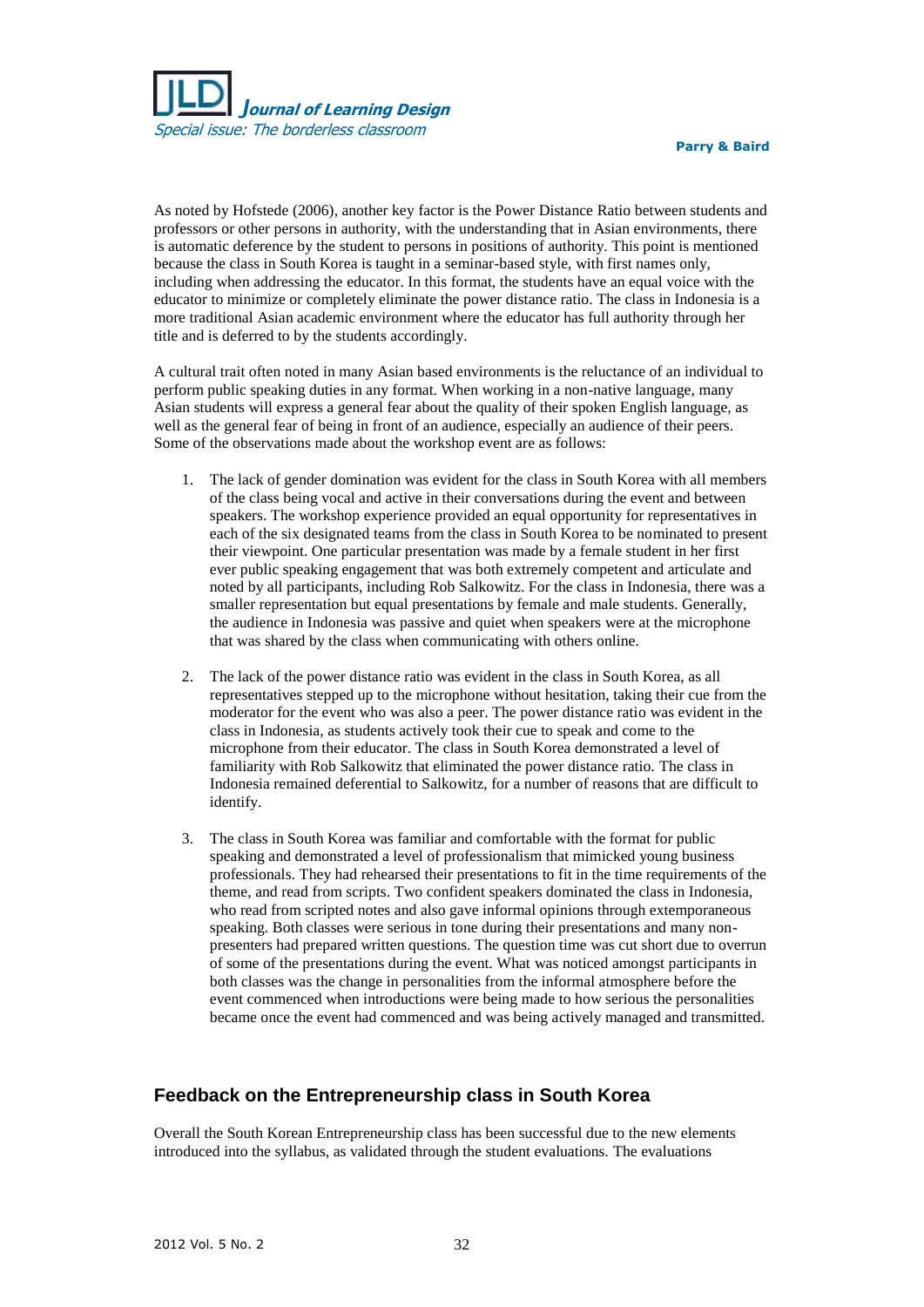As noted by Hofstede (2006), another key factor is the Power Distance Ratio between students and professors or other persons in authority, with the understanding that in Asian environments, there is automatic deference by the student to persons in positions of authority. This point is mentioned because the class in South Korea is taught in a seminar-based style, with first names only, including when addressing the educator. In this format, the students have an equal voice with the educator to minimize or completely eliminate the power distance ratio. The class in Indonesia is a more traditional Asian academic environment where the educator has full authority through her title and is deferred to by the students accordingly.

A cultural trait often noted in many Asian based environments is the reluctance of an individual to perform public speaking duties in any format. When working in a non-native language, many Asian students will express a general fear about the quality of their spoken English language, as well as the general fear of being in front of an audience, especially an audience of their peers. Some of the observations made about the workshop event are as follows:

1. The lack of gender domination was evident for the class in South Korea with all members of the class being vocal and active in their conversations during the event and between speakers. The workshop experience provided an equal opportunity for representatives in each of the six designated teams from the class in South Korea to be nominated to present their viewpoint. One particular presentation was made by a female student in her first ever public speaking engagement that was both extremely competent and articulate and noted by all participants, including Rob Salkowitz. For the class in Indonesia, there was a smaller representation but equal presentations by female and male students. Generally, the audience in Indonesia was passive and quiet when speakers were at the microphone that was shared by the class when communicating with others online.

2. The lack of the power distance ratio was evident in the class in South Korea, as all representatives stepped up to the microphone without hesitation, taking their cue from the moderator for the event who was also a peer. The power distance ratio was evident in the class in Indonesia, as students actively took their cue to speak and come to the microphone from their educator. The class in South Korea demonstrated a level of familiarity with Rob Salkowitz that eliminated the power distance ratio. The class in Indonesia remained deferential to Salkowitz, for a number of reasons that are difficult to identify.

3. The class in South Korea was familiar and comfortable with the format for public speaking and demonstrated a level of professionalism that mimicked young business professionals. They had rehearsed their presentations to fit in the time requirements of the theme, and read from scripts. Two confident speakers dominated the class in Indonesia, who read from scripted notes and also gave informal opinions through extemporaneous speaking. Both classes were serious in tone during their presentations and many non-presenters had prepared written questions. The question time was cut short due to overrun of some of the presentations during the event. What was noticed amongst participants in both classes was the change in personalities from the informal atmosphere before the event commenced when introductions were being made to how serious the personalities became once the event had commenced and was being actively managed and transmitted.

## Feedback on the Entrepreneurship class in South Korea

Overall the South Korean Entrepreneurship class has been successful due to the new elements introduced into the syllabus, as validated through the student evaluations. The evaluations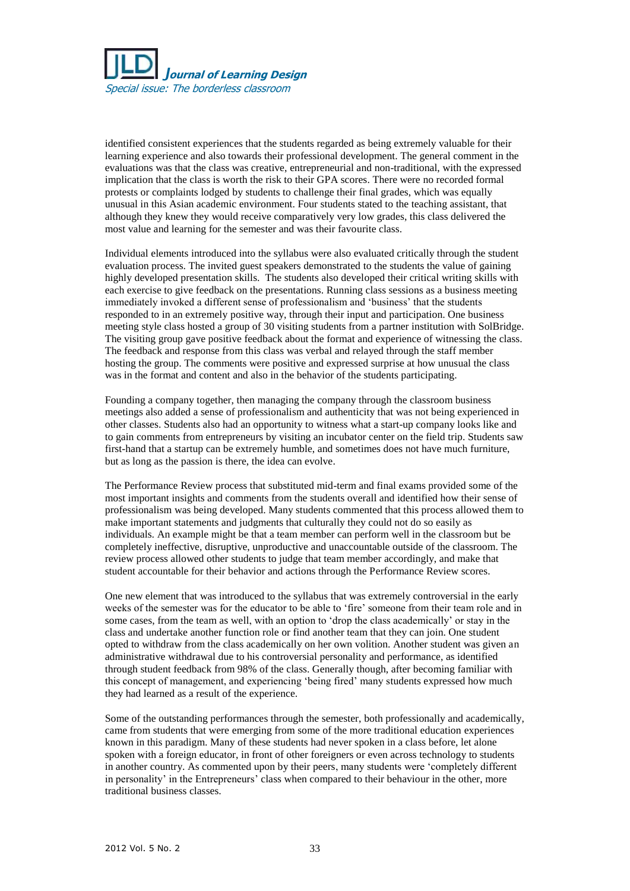identified consistent experiences that the students regarded as being extremely valuable for their learning experience and also towards their professional development. The general comment in the evaluations was that the class was creative, entrepreneurial and non-traditional, with the expressed implication that the class is worth the risk to their GPA scores. There were no recorded formal protests or complaints lodged by students to challenge their final grades, which was equally unusual in this Asian academic environment. Four students stated to the teaching assistant, that although they knew they would receive comparatively very low grades, this class delivered the most value and learning for the semester and was their favourite class.

Individual elements introduced into the syllabus were also evaluated critically through the student evaluation process. The invited guest speakers demonstrated to the students the value of gaining highly developed presentation skills. The students also developed their critical writing skills with each exercise to give feedback on the presentations. Running class sessions as a business meeting immediately invoked a different sense of professionalism and 'business' that the students responded to in an extremely positive way, through their input and participation. One business meeting style class hosted a group of 30 visiting students from a partner institution with SolBridge. The visiting group gave positive feedback about the format and experience of witnessing the class. The feedback and response from this class was verbal and relayed through the staff member hosting the group. The comments were positive and expressed surprise at how unusual the class was in the format and content and also in the behavior of the students participating.

Founding a company together, then managing the company through the classroom business meetings also added a sense of professionalism and authenticity that was not being experienced in other classes. Students also had an opportunity to witness what a start-up company looks like and to gain comments from entrepreneurs by visiting an incubator center on the field trip. Students saw first-hand that a startup can be extremely humble, and sometimes does not have much furniture, but as long as the passion is there, the idea can evolve.

The Performance Review process that substituted mid-term and final exams provided some of the most important insights and comments from the students overall and identified how their sense of professionalism was being developed. Many students commented that this process allowed them to make important statements and judgments that culturally they could not do so easily as individuals. An example might be that a team member can perform well in the classroom but be completely ineffective, disruptive, unproductive and unaccountable outside of the classroom. The review process allowed other students to judge that team member accordingly, and make that student accountable for their behavior and actions through the Performance Review scores.

One new element that was introduced to the syllabus that was extremely controversial in the early weeks of the semester was for the educator to be able to 'fire' someone from their team role and in some cases, from the team as well, with an option to 'drop the class academically' or stay in the class and undertake another function role or find another team that they can join. One student opted to withdraw from the class academically on her own volition. Another student was given an administrative withdrawal due to his controversial personality and performance, as identified through student feedback from 98% of the class. Generally though, after becoming familiar with this concept of management, and experiencing 'being fired' many students expressed how much they had learned as a result of the experience.

Some of the outstanding performances through the semester, both professionally and academically, came from students that were emerging from some of the more traditional education experiences known in this paradigm. Many of these students had never spoken in a class before, let alone spoken with a foreign educator, in front of other foreigners or even across technology to students in another country. As commented upon by their peers, many students were 'completely different in personality' in the Entrepreneurs' class when compared to their behaviour in the other, more traditional business classes.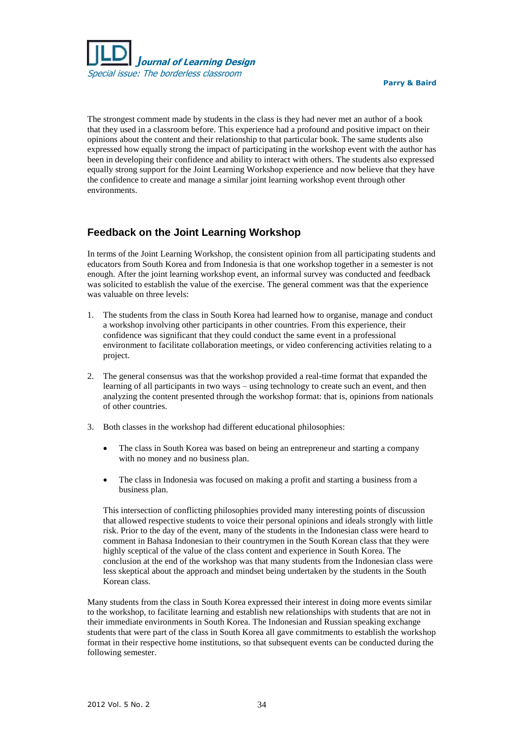The strongest comment made by students in the class is they had never met an author of a book that they used in a classroom before. This experience had a profound and positive impact on their opinions about the content and their relationship to that particular book. The same students also expressed how equally strong the impact of participating in the workshop event with the author has been in developing their confidence and ability to interact with others. The students also expressed equally strong support for the Joint Learning Workshop experience and now believe that they have the confidence to create and manage a similar joint learning workshop event through other environments.

## Feedback on the Joint Learning Workshop

In terms of the Joint Learning Workshop, the consistent opinion from all participating students and educators from South Korea and from Indonesia is that one workshop together in a semester is not enough. After the joint learning workshop event, an informal survey was conducted and feedback was solicited to establish the value of the exercise. The general comment was that the experience was valuable on three levels:

1. The students from the class in South Korea had learned how to organise, manage and conduct a workshop involving other participants in other countries. From this experience, their confidence was significant that they could conduct the same event in a professional environment to facilitate collaboration meetings, or video conferencing activities relating to a project.

2. The general consensus was that the workshop provided a real-time format that expanded the learning of all participants in two ways – using technology to create such an event, and then analyzing the content presented through the workshop format: that is, opinions from nationals of other countries.

3. Both classes in the workshop had different educational philosophies:

   - The class in South Korea was based on being an entrepreneur and starting a company with no money and no business plan.

   - The class in Indonesia was focused on making a profit and starting a business from a business plan.

   This intersection of conflicting philosophies provided many interesting points of discussion that allowed respective students to voice their personal opinions and ideals strongly with little risk. Prior to the day of the event, many of the students in the Indonesian class were heard to comment in Bahasa Indonesian to their countrymen in the South Korean class that they were highly sceptical of the value of the class content and experience in South Korea. The conclusion at the end of the workshop was that many students from the Indonesian class were less skeptical about the approach and mindset being undertaken by the students in the South Korean class.

Many students from the class in South Korea expressed their interest in doing more events similar to the workshop, to facilitate learning and establish new relationships with students that are not in their immediate environments in South Korea. The Indonesian and Russian speaking exchange students that were part of the class in South Korea all gave commitments to establish the workshop format in their respective home institutions, so that subsequent events can be conducted during the following semester.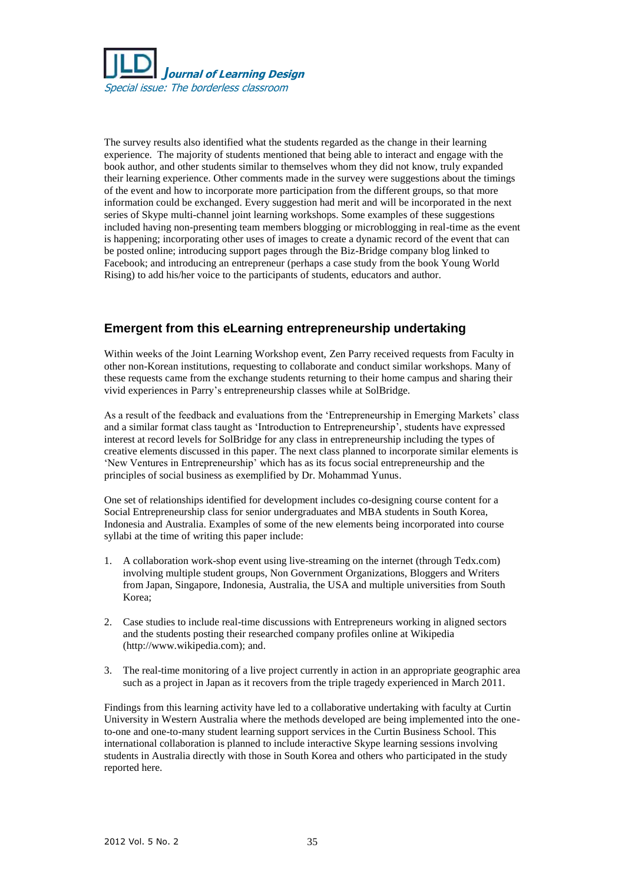The survey results also identified what the students regarded as the change in their learning experience. The majority of students mentioned that being able to interact and engage with the book author, and other students similar to themselves whom they did not know, truly expanded their learning experience. Other comments made in the survey were suggestions about the timings of the event and how to incorporate more participation from the different groups, so that more information could be exchanged. Every suggestion had merit and will be incorporated in the next series of Skype multi-channel joint learning workshops. Some examples of these suggestions included having non-presenting team members blogging or microblogging in real-time as the event is happening; incorporating other uses of images to create a dynamic record of the event that can be posted online; introducing support pages through the Biz-Bridge company blog linked to Facebook; and introducing an entrepreneur (perhaps a case study from the book Young World Rising) to add his/her voice to the participants of students, educators and author.

## Emergent from this eLearning entrepreneurship undertaking

Within weeks of the Joint Learning Workshop event, Zen Parry received requests from Faculty in other non-Korean institutions, requesting to collaborate and conduct similar workshops. Many of these requests came from the exchange students returning to their home campus and sharing their vivid experiences in Parry's entrepreneurship classes while at SolBridge.

As a result of the feedback and evaluations from the 'Entrepreneurship in Emerging Markets' class and a similar format class taught as 'Introduction to Entrepreneurship', students have expressed interest at record levels for SolBridge for any class in entrepreneurship including the types of creative elements discussed in this paper. The next class planned to incorporate similar elements is 'New Ventures in Entrepreneurship' which has as its focus social entrepreneurship and the principles of social business as exemplified by Dr. Mohammad Yunus.

One set of relationships identified for development includes co-designing course content for a Social Entrepreneurship class for senior undergraduates and MBA students in South Korea, Indonesia and Australia. Examples of some of the new elements being incorporated into course syllabi at the time of writing this paper include:

1. A collaboration work-shop event using live-streaming on the internet (through Tedx.com) involving multiple student groups, Non Government Organizations, Bloggers and Writers from Japan, Singapore, Indonesia, Australia, the USA and multiple universities from South Korea;

2. Case studies to include real-time discussions with Entrepreneurs working in aligned sectors and the students posting their researched company profiles online at Wikipedia (http://www.wikipedia.com); and.

3. The real-time monitoring of a live project currently in action in an appropriate geographic area such as a project in Japan as it recovers from the triple tragedy experienced in March 2011.

Findings from this learning activity have led to a collaborative undertaking with faculty at Curtin University in Western Australia where the methods developed are being implemented into the one-to-one and one-to-many student learning support services in the Curtin Business School. This international collaboration is planned to include interactive Skype learning sessions involving students in Australia directly with those in South Korea and others who participated in the study reported here.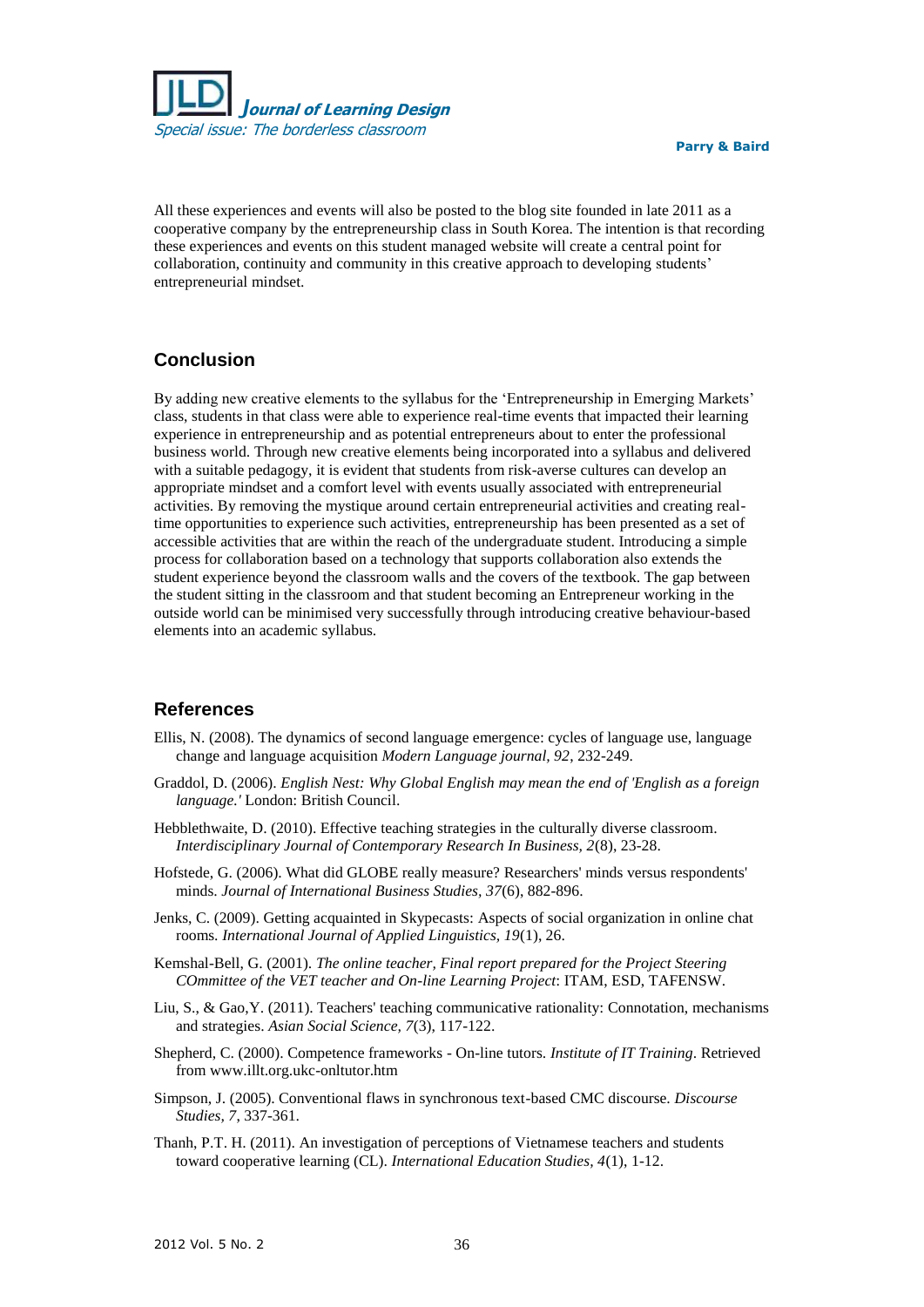All these experiences and events will also be posted to the blog site founded in late 2011 as a cooperative company by the entrepreneurship class in South Korea. The intention is that recording these experiences and events on this student managed website will create a central point for collaboration, continuity and community in this creative approach to developing students' entrepreneurial mindset.

## Conclusion

By adding new creative elements to the syllabus for the 'Entrepreneurship in Emerging Markets' class, students in that class were able to experience real-time events that impacted their learning experience in entrepreneurship and as potential entrepreneurs about to enter the professional business world. Through new creative elements being incorporated into a syllabus and delivered with a suitable pedagogy, it is evident that students from risk-averse cultures can develop an appropriate mindset and a comfort level with events usually associated with entrepreneurial activities. By removing the mystique around certain entrepreneurial activities and creating real-time opportunities to experience such activities, entrepreneurship has been presented as a set of accessible activities that are within the reach of the undergraduate student. Introducing a simple process for collaboration based on a technology that supports collaboration also extends the student experience beyond the classroom walls and the covers of the textbook. The gap between the student sitting in the classroom and that student becoming an Entrepreneur working in the outside world can be minimised very successfully through introducing creative behaviour-based elements into an academic syllabus.

## References

Ellis, N. (2008). The dynamics of second language emergence: cycles of language use, language change and language acquisition *Modern Language journal, 92*, 232-249.

Graddol, D. (2006). *English Nest: Why Global English may mean the end of 'English as a foreign language.'* London: British Council.

Hebblethwaite, D. (2010). Effective teaching strategies in the culturally diverse classroom. *Interdisciplinary Journal of Contemporary Research In Business, 2*(8), 23-28.

Hofstede, G. (2006). What did GLOBE really measure? Researchers' minds versus respondents' minds. *Journal of International Business Studies, 37*(6), 882-896.

Jenks, C. (2009). Getting acquainted in Skypecasts: Aspects of social organization in online chat rooms. *International Journal of Applied Linguistics, 19*(1), 26.

Kemshal-Bell, G. (2001). *The online teacher, Final report prepared for the Project Steering COmmittee of the VET teacher and On-line Learning Project*: ITAM, ESD, TAFENSW.

Liu, S., & Gao,Y. (2011). Teachers' teaching communicative rationality: Connotation, mechanisms and strategies. *Asian Social Science, 7*(3), 117-122.

Shepherd, C. (2000). Competence frameworks - On-line tutors. *Institute of IT Training*. Retrieved from www.illt.org.ukc-onltutor.htm

Simpson, J. (2005). Conventional flaws in synchronous text-based CMC discourse. *Discourse Studies, 7*, 337-361.

Thanh, P.T. H. (2011). An investigation of perceptions of Vietnamese teachers and students toward cooperative learning (CL). *International Education Studies, 4*(1), 1-12.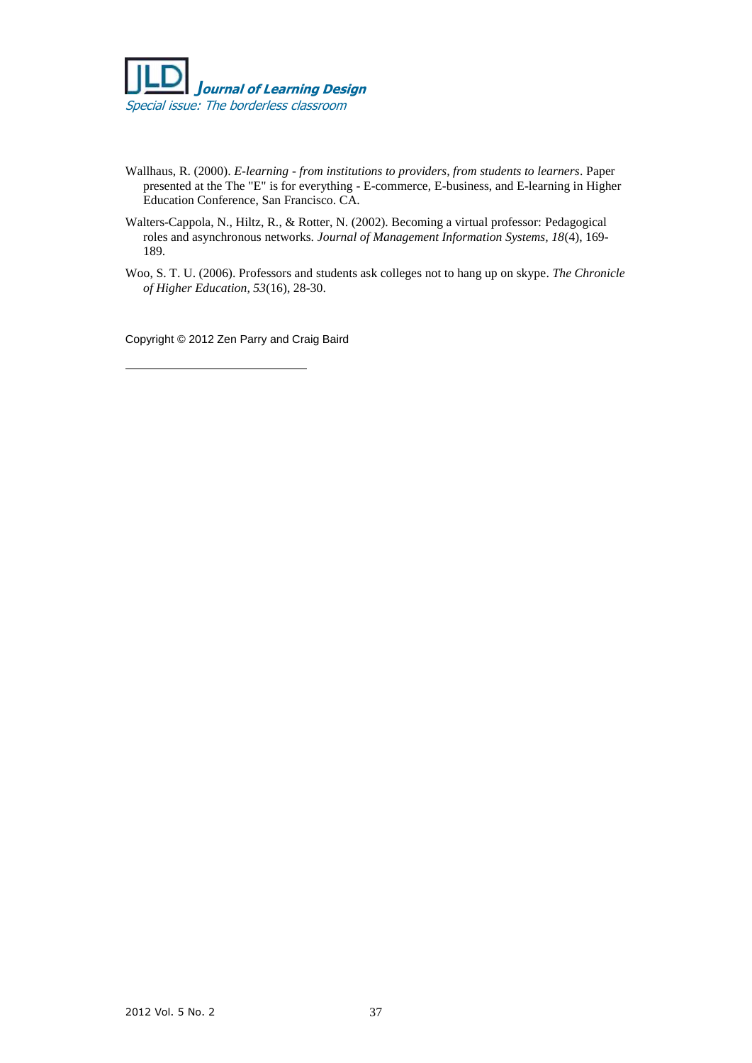Wallhaus, R. (2000). *E-learning - from institutions to providers, from students to learners*. Paper presented at the The "E" is for everything - E-commerce, E-business, and E-learning in Higher Education Conference, San Francisco. CA.

Walters-Cappola, N., Hiltz, R., & Rotter, N. (2002). Becoming a virtual professor: Pedagogical roles and asynchronous networks. *Journal of Management Information Systems, 18*(4), 169-189.

Woo, S. T. U. (2006). Professors and students ask colleges not to hang up on skype. *The Chronicle of Higher Education, 53*(16), 28-30.

Copyright © 2012 Zen Parry and Craig Baird